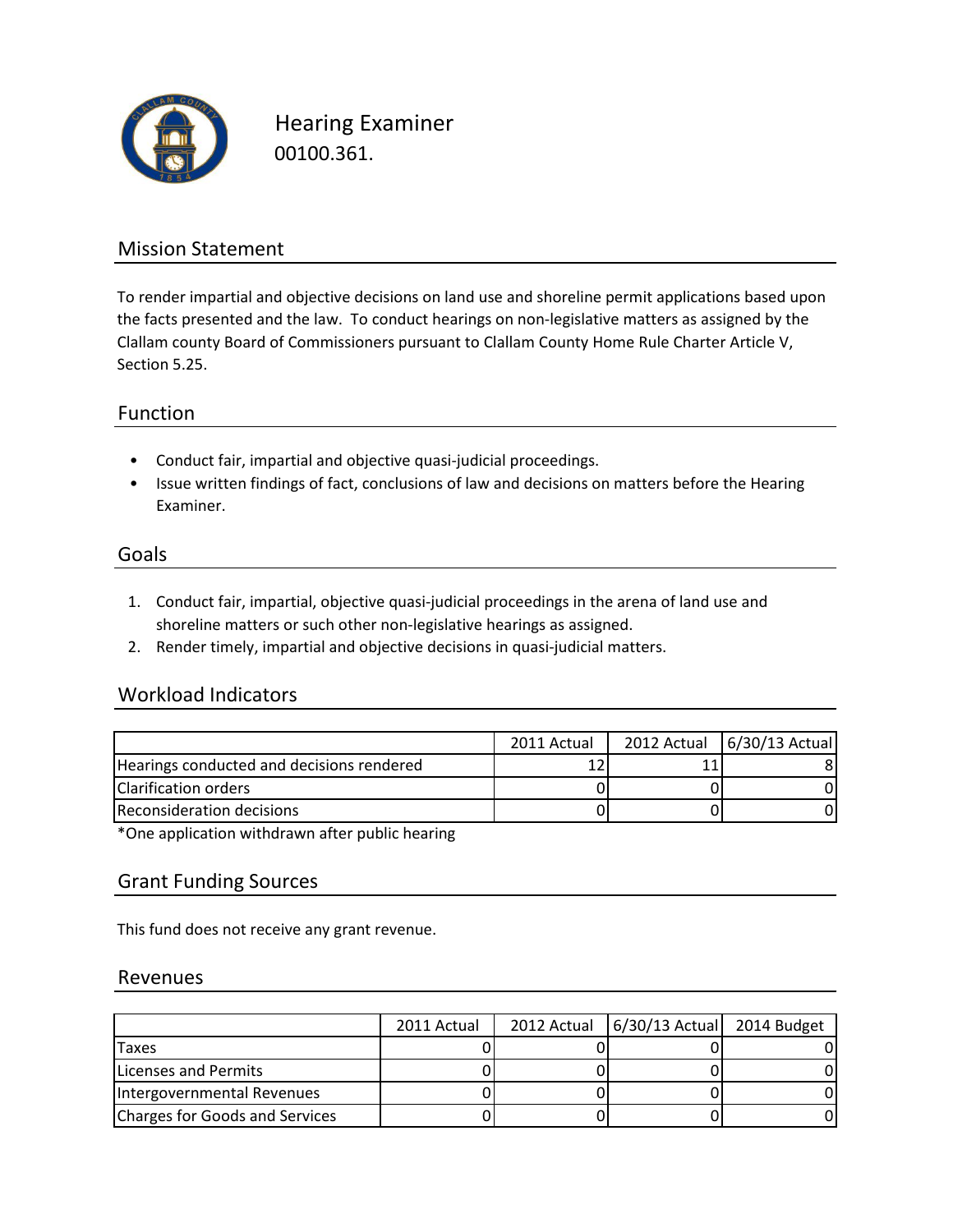# Hearing Examiner

00100.361.

## Mission Statement

To render impartial and objective decisions on land use and shoreline permit applications based upon the facts presented and the law. To conduct hearings on non-legislative matters as assigned by the Clallam county Board of Commissioners pursuant to Clallam County Home Rule Charter Article V, Section 5.25.

## Function

- Conduct fair, impartial and objective quasi-judicial proceedings.
- Issue written findings of fact, conclusions of law and decisions on matters before the Hearing Examiner.

## Goals

1. Conduct fair, impartial, objective quasi-judicial proceedings in the arena of land use and shoreline matters or such other non-legislative hearings as assigned.
2. Render timely, impartial and objective decisions in quasi-judicial matters.

## Workload Indicators

| | 2011 Actual | 2012 Actual | 6/30/13 Actual |
|---|---|---|---|
| Hearings conducted and decisions rendered | 12 | 11 | 8 |
| Clarification orders | 0 | 0 | 0 |
| Reconsideration decisions | 0 | 0 | 0 |

*One application withdrawn after public hearing

## Grant Funding Sources

This fund does not receive any grant revenue.

## Revenues

| | 2011 Actual | 2012 Actual | 6/30/13 Actual | 2014 Budget |
|---|---|---|---|---|
| Taxes | 0 | 0 | 0 | 0 |
| Licenses and Permits | 0 | 0 | 0 | 0 |
| Intergovernmental Revenues | 0 | 0 | 0 | 0 |
| Charges for Goods and Services | 0 | 0 | 0 | 0 |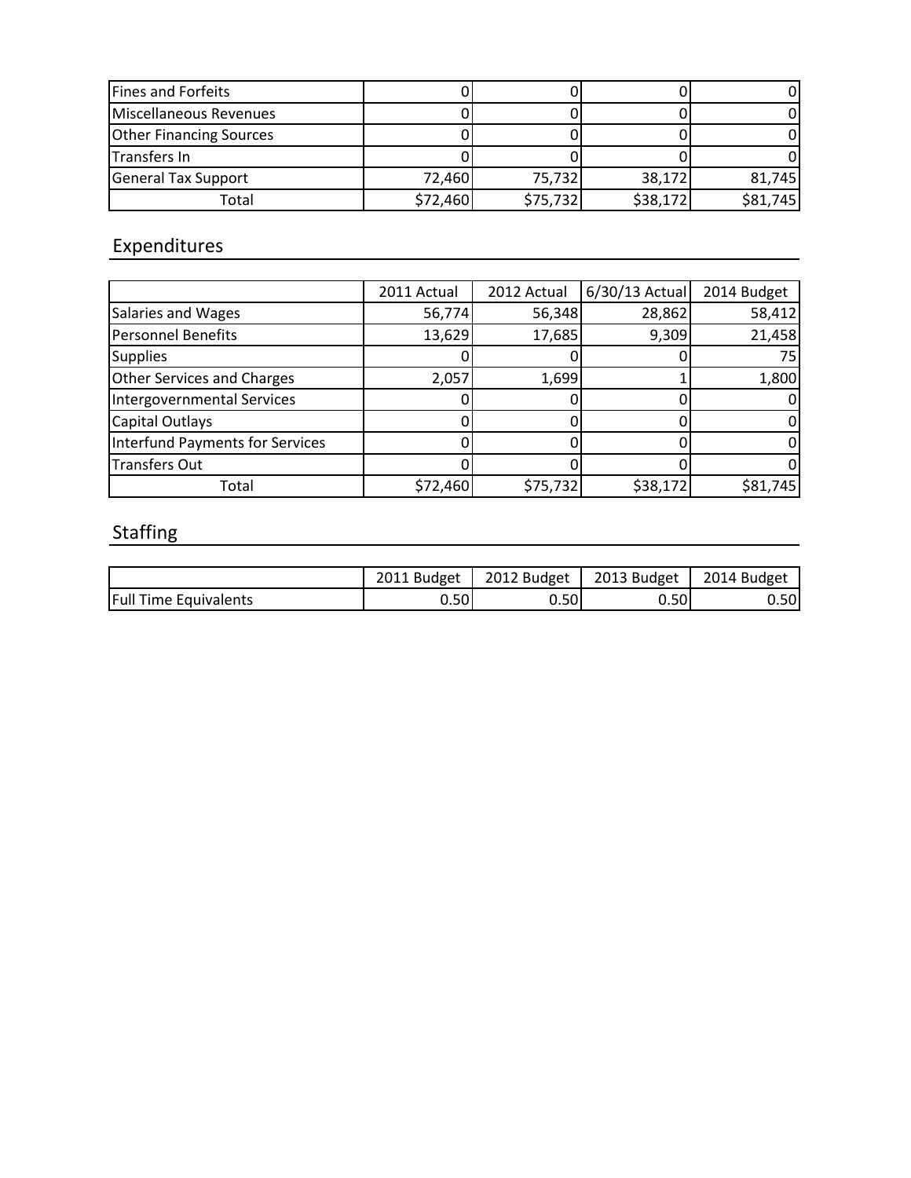| | | | | |
|---|---|---|---|---|
| Fines and Forfeits | 0 | 0 | 0 | 0 |
| Miscellaneous Revenues | 0 | 0 | 0 | 0 |
| Other Financing Sources | 0 | 0 | 0 | 0 |
| Transfers In | 0 | 0 | 0 | 0 |
| General Tax Support | 72,460 | 75,732 | 38,172 | 81,745 |
| Total | $72,460 | $75,732 | $38,172 | $81,745 |

## Expenditures

| | 2011 Actual | 2012 Actual | 6/30/13 Actual | 2014 Budget |
|---|---|---|---|---|
| Salaries and Wages | 56,774 | 56,348 | 28,862 | 58,412 |
| Personnel Benefits | 13,629 | 17,685 | 9,309 | 21,458 |
| Supplies | 0 | 0 | 0 | 75 |
| Other Services and Charges | 2,057 | 1,699 | 1 | 1,800 |
| Intergovernmental Services | 0 | 0 | 0 | 0 |
| Capital Outlays | 0 | 0 | 0 | 0 |
| Interfund Payments for Services | 0 | 0 | 0 | 0 |
| Transfers Out | 0 | 0 | 0 | 0 |
| Total | $72,460 | $75,732 | $38,172 | $81,745 |

## Staffing

| | 2011 Budget | 2012 Budget | 2013 Budget | 2014 Budget |
|---|---|---|---|---|
| Full Time Equivalents | 0.50 | 0.50 | 0.50 | 0.50 |